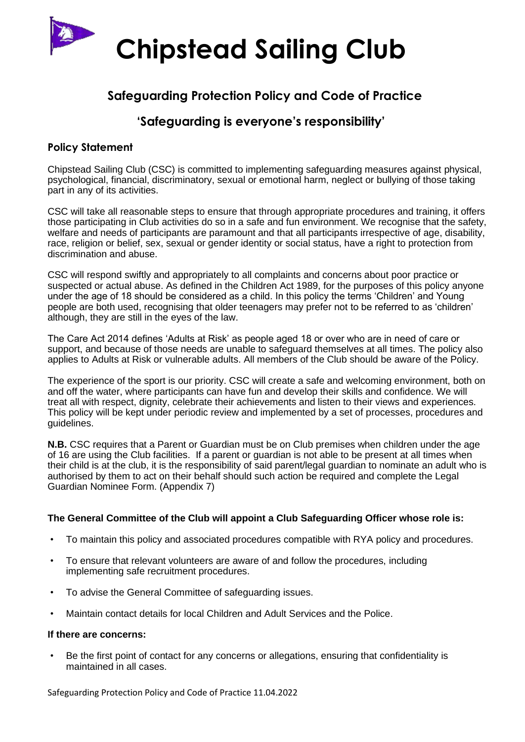# Chipstead Sailing Club

## Safeguarding Protection Policy and Code of Practice

## 'Safeguarding is everyone's responsibility'

### Policy Statement

Chipstead Sailing Club (CSC) is committed to implementing safeguarding measures against physical, psychological, financial, discriminatory, sexual or emotional harm, neglect or bullying of those taking part in any of its activities.

CSC will take all reasonable steps to ensure that through appropriate procedures and training, it offers those participating in Club activities do so in a safe and fun environment. We recognise that the safety, welfare and needs of participants are paramount and that all participants irrespective of age, disability, race, religion or belief, sex, sexual or gender identity or social status, have a right to protection from discrimination and abuse.

CSC will respond swiftly and appropriately to all complaints and concerns about poor practice or suspected or actual abuse. As defined in the Children Act 1989, for the purposes of this policy anyone under the age of 18 should be considered as a child. In this policy the terms 'Children' and Young people are both used, recognising that older teenagers may prefer not to be referred to as 'children' although, they are still in the eyes of the law.

The Care Act 2014 defines 'Adults at Risk' as people aged 18 or over who are in need of care or support, and because of those needs are unable to safeguard themselves at all times. The policy also applies to Adults at Risk or vulnerable adults. All members of the Club should be aware of the Policy.

The experience of the sport is our priority. CSC will create a safe and welcoming environment, both on and off the water, where participants can have fun and develop their skills and confidence. We will treat all with respect, dignity, celebrate their achievements and listen to their views and experiences. This policy will be kept under periodic review and implemented by a set of processes, procedures and guidelines.

**N.B.** CSC requires that a Parent or Guardian must be on Club premises when children under the age of 16 are using the Club facilities. If a parent or guardian is not able to be present at all times when their child is at the club, it is the responsibility of said parent/legal guardian to nominate an adult who is authorised by them to act on their behalf should such action be required and complete the Legal Guardian Nominee Form. (Appendix 7)

**The General Committee of the Club will appoint a Club Safeguarding Officer whose role is:**

- To maintain this policy and associated procedures compatible with RYA policy and procedures.
- To ensure that relevant volunteers are aware of and follow the procedures, including implementing safe recruitment procedures.
- To advise the General Committee of safeguarding issues.
- Maintain contact details for local Children and Adult Services and the Police.

**If there are concerns:**

- Be the first point of contact for any concerns or allegations, ensuring that confidentiality is maintained in all cases.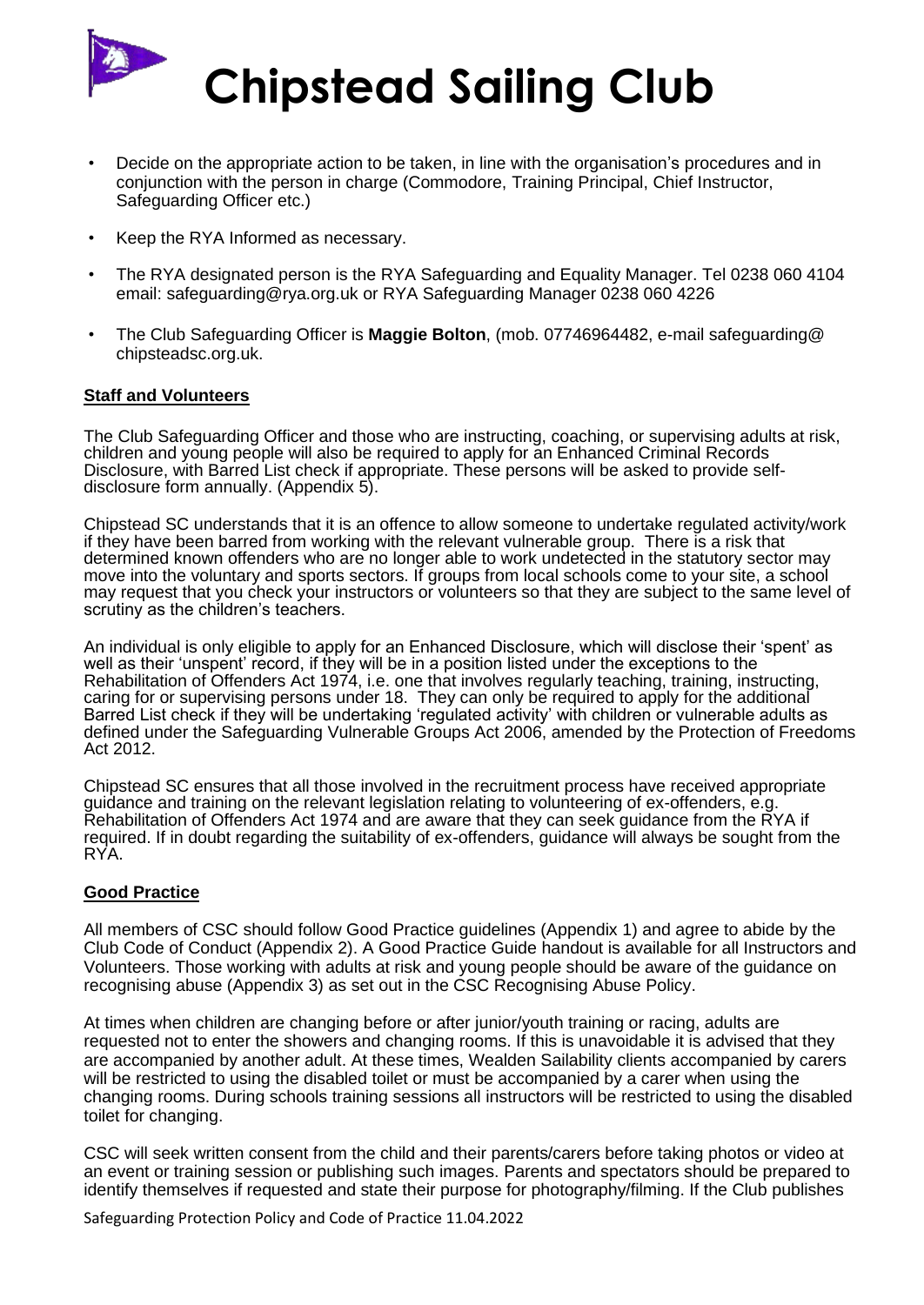- Decide on the appropriate action to be taken, in line with the organisation's procedures and in conjunction with the person in charge (Commodore, Training Principal, Chief Instructor, Safeguarding Officer etc.)
- Keep the RYA Informed as necessary.
- The RYA designated person is the RYA Safeguarding and Equality Manager. Tel 0238 060 4104 email: safeguarding@rya.org.uk or RYA Safeguarding Manager 0238 060 4226
- The Club Safeguarding Officer is **Maggie Bolton**, (mob. 07746964482, e-mail safeguarding@ chipsteadsc.org.uk.

## Staff and Volunteers

The Club Safeguarding Officer and those who are instructing, coaching, or supervising adults at risk, children and young people will also be required to apply for an Enhanced Criminal Records Disclosure, with Barred List check if appropriate. These persons will be asked to provide self-disclosure form annually. (Appendix 5).

Chipstead SC understands that it is an offence to allow someone to undertake regulated activity/work if they have been barred from working with the relevant vulnerable group. There is a risk that determined known offenders who are no longer able to work undetected in the statutory sector may move into the voluntary and sports sectors. If groups from local schools come to your site, a school may request that you check your instructors or volunteers so that they are subject to the same level of scrutiny as the children's teachers.

An individual is only eligible to apply for an Enhanced Disclosure, which will disclose their 'spent' as well as their 'unspent' record, if they will be in a position listed under the exceptions to the Rehabilitation of Offenders Act 1974, i.e. one that involves regularly teaching, training, instructing, caring for or supervising persons under 18. They can only be required to apply for the additional Barred List check if they will be undertaking 'regulated activity' with children or vulnerable adults as defined under the Safeguarding Vulnerable Groups Act 2006, amended by the Protection of Freedoms Act 2012.

Chipstead SC ensures that all those involved in the recruitment process have received appropriate guidance and training on the relevant legislation relating to volunteering of ex-offenders, e.g. Rehabilitation of Offenders Act 1974 and are aware that they can seek guidance from the RYA if required. If in doubt regarding the suitability of ex-offenders, guidance will always be sought from the RYA.

## Good Practice

All members of CSC should follow Good Practice guidelines (Appendix 1) and agree to abide by the Club Code of Conduct (Appendix 2). A Good Practice Guide handout is available for all Instructors and Volunteers. Those working with adults at risk and young people should be aware of the guidance on recognising abuse (Appendix 3) as set out in the CSC Recognising Abuse Policy.

At times when children are changing before or after junior/youth training or racing, adults are requested not to enter the showers and changing rooms. If this is unavoidable it is advised that they are accompanied by another adult. At these times, Wealden Sailability clients accompanied by carers will be restricted to using the disabled toilet or must be accompanied by a carer when using the changing rooms. During schools training sessions all instructors will be restricted to using the disabled toilet for changing.

CSC will seek written consent from the child and their parents/carers before taking photos or video at an event or training session or publishing such images. Parents and spectators should be prepared to identify themselves if requested and state their purpose for photography/filming. If the Club publishes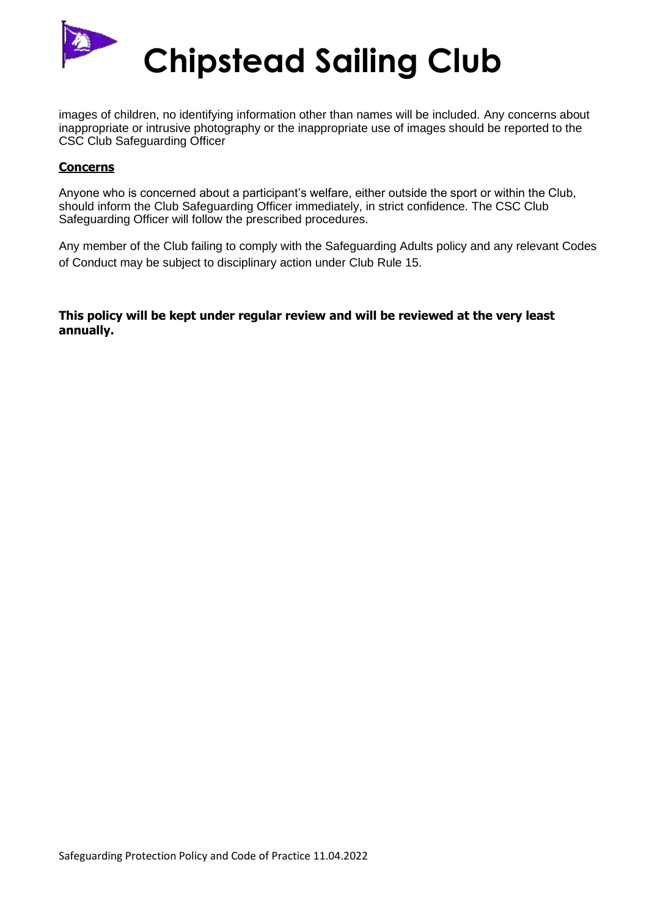images of children, no identifying information other than names will be included. Any concerns about inappropriate or intrusive photography or the inappropriate use of images should be reported to the CSC Club Safeguarding Officer

## Concerns

Anyone who is concerned about a participant's welfare, either outside the sport or within the Club, should inform the Club Safeguarding Officer immediately, in strict confidence. The CSC Club Safeguarding Officer will follow the prescribed procedures.

Any member of the Club failing to comply with the Safeguarding Adults policy and any relevant Codes of Conduct may be subject to disciplinary action under Club Rule 15.

**This policy will be kept under regular review and will be reviewed at the very least annually.**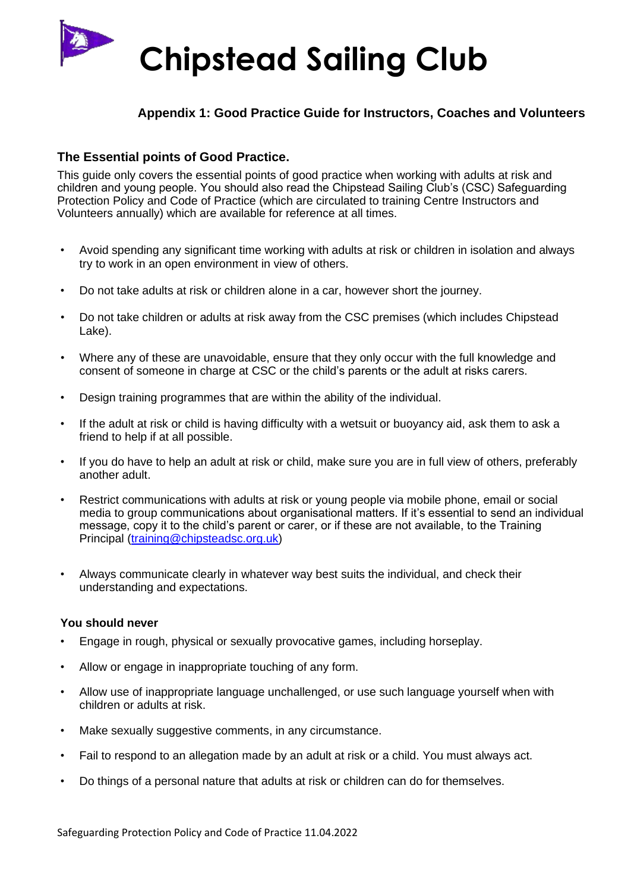# Chipstead Sailing Club

## Appendix 1: Good Practice Guide for Instructors, Coaches and Volunteers

### The Essential points of Good Practice.

This guide only covers the essential points of good practice when working with adults at risk and children and young people. You should also read the Chipstead Sailing Club's (CSC) Safeguarding Protection Policy and Code of Practice (which are circulated to training Centre Instructors and Volunteers annually) which are available for reference at all times.

- Avoid spending any significant time working with adults at risk or children in isolation and always try to work in an open environment in view of others.
- Do not take adults at risk or children alone in a car, however short the journey.
- Do not take children or adults at risk away from the CSC premises (which includes Chipstead Lake).
- Where any of these are unavoidable, ensure that they only occur with the full knowledge and consent of someone in charge at CSC or the child's parents or the adult at risks carers.
- Design training programmes that are within the ability of the individual.
- If the adult at risk or child is having difficulty with a wetsuit or buoyancy aid, ask them to ask a friend to help if at all possible.
- If you do have to help an adult at risk or child, make sure you are in full view of others, preferably another adult.
- Restrict communications with adults at risk or young people via mobile phone, email or social media to group communications about organisational matters. If it's essential to send an individual message, copy it to the child's parent or carer, or if these are not available, to the Training Principal (training@chipsteadsc.org.uk)
- Always communicate clearly in whatever way best suits the individual, and check their understanding and expectations.

#### You should never

- Engage in rough, physical or sexually provocative games, including horseplay.
- Allow or engage in inappropriate touching of any form.
- Allow use of inappropriate language unchallenged, or use such language yourself when with children or adults at risk.
- Make sexually suggestive comments, in any circumstance.
- Fail to respond to an allegation made by an adult at risk or a child. You must always act.
- Do things of a personal nature that adults at risk or children can do for themselves.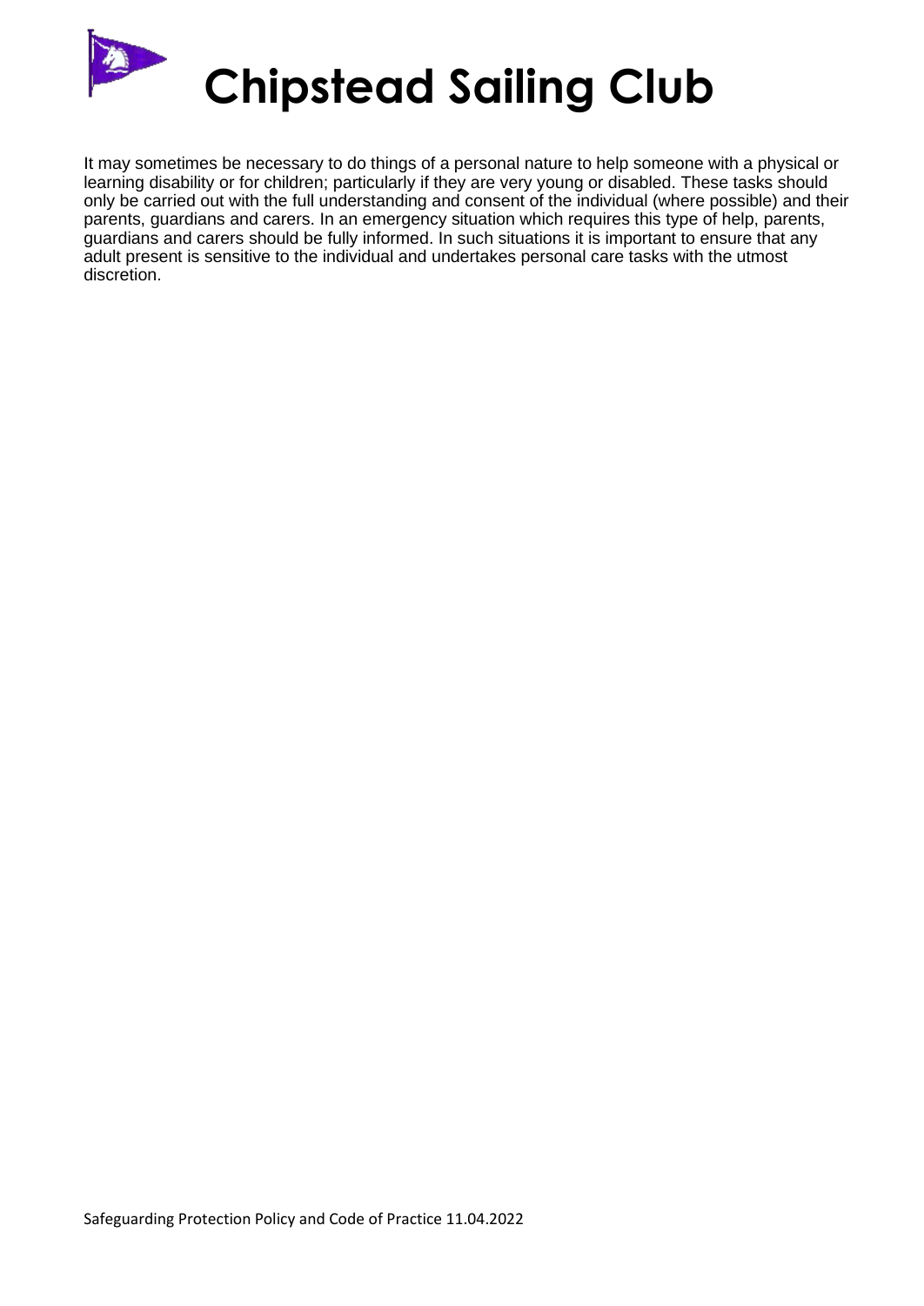It may sometimes be necessary to do things of a personal nature to help someone with a physical or learning disability or for children; particularly if they are very young or disabled. These tasks should only be carried out with the full understanding and consent of the individual (where possible) and their parents, guardians and carers. In an emergency situation which requires this type of help, parents, guardians and carers should be fully informed. In such situations it is important to ensure that any adult present is sensitive to the individual and undertakes personal care tasks with the utmost discretion.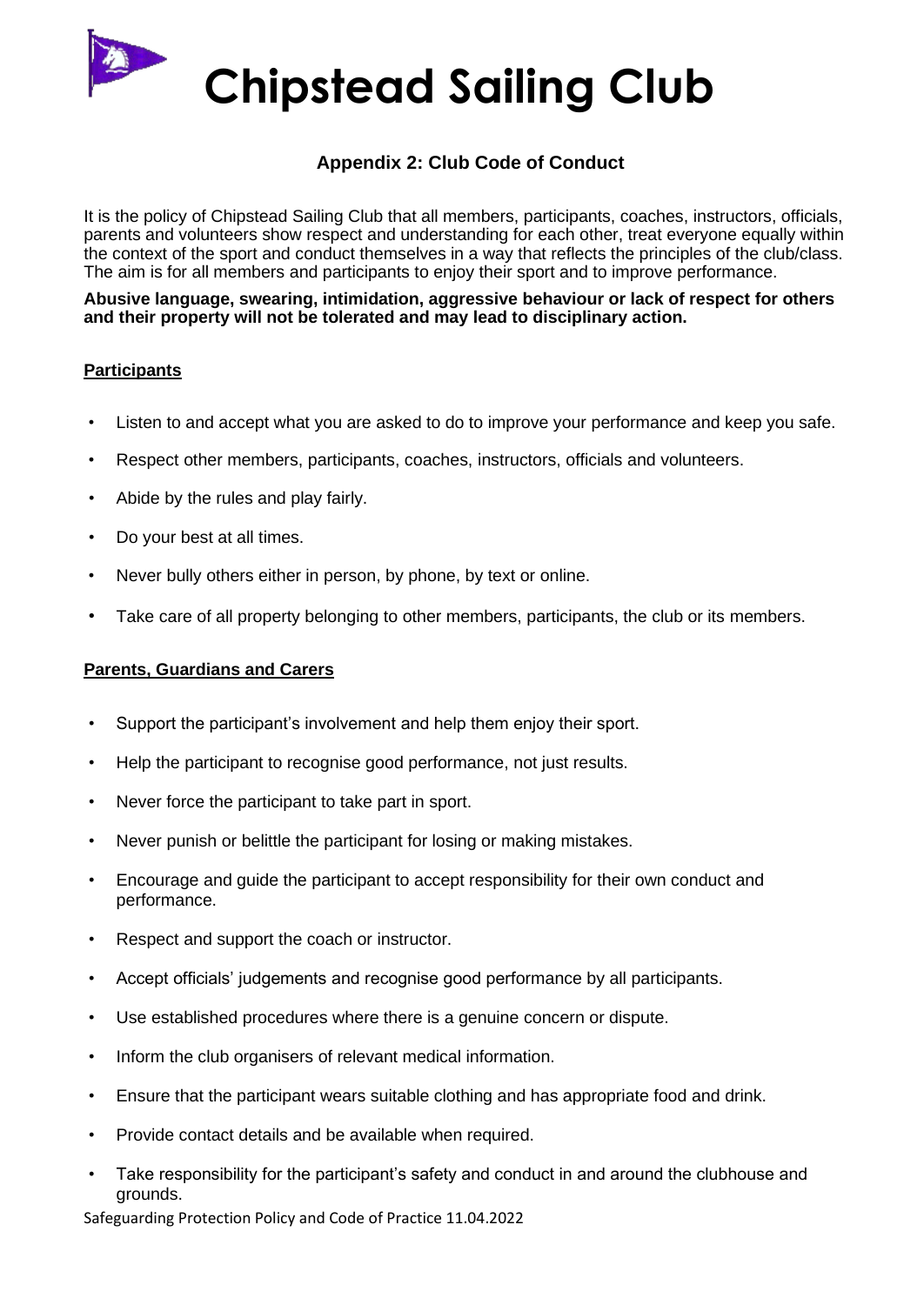# Chipstead Sailing Club

## Appendix 2: Club Code of Conduct

It is the policy of Chipstead Sailing Club that all members, participants, coaches, instructors, officials, parents and volunteers show respect and understanding for each other, treat everyone equally within the context of the sport and conduct themselves in a way that reflects the principles of the club/class. The aim is for all members and participants to enjoy their sport and to improve performance.

**Abusive language, swearing, intimidation, aggressive behaviour or lack of respect for others and their property will not be tolerated and may lead to disciplinary action.**

### Participants

- Listen to and accept what you are asked to do to improve your performance and keep you safe.
- Respect other members, participants, coaches, instructors, officials and volunteers.
- Abide by the rules and play fairly.
- Do your best at all times.
- Never bully others either in person, by phone, by text or online.
- Take care of all property belonging to other members, participants, the club or its members.

### Parents, Guardians and Carers

- Support the participant's involvement and help them enjoy their sport.
- Help the participant to recognise good performance, not just results.
- Never force the participant to take part in sport.
- Never punish or belittle the participant for losing or making mistakes.
- Encourage and guide the participant to accept responsibility for their own conduct and performance.
- Respect and support the coach or instructor.
- Accept officials' judgements and recognise good performance by all participants.
- Use established procedures where there is a genuine concern or dispute.
- Inform the club organisers of relevant medical information.
- Ensure that the participant wears suitable clothing and has appropriate food and drink.
- Provide contact details and be available when required.
- Take responsibility for the participant's safety and conduct in and around the clubhouse and grounds.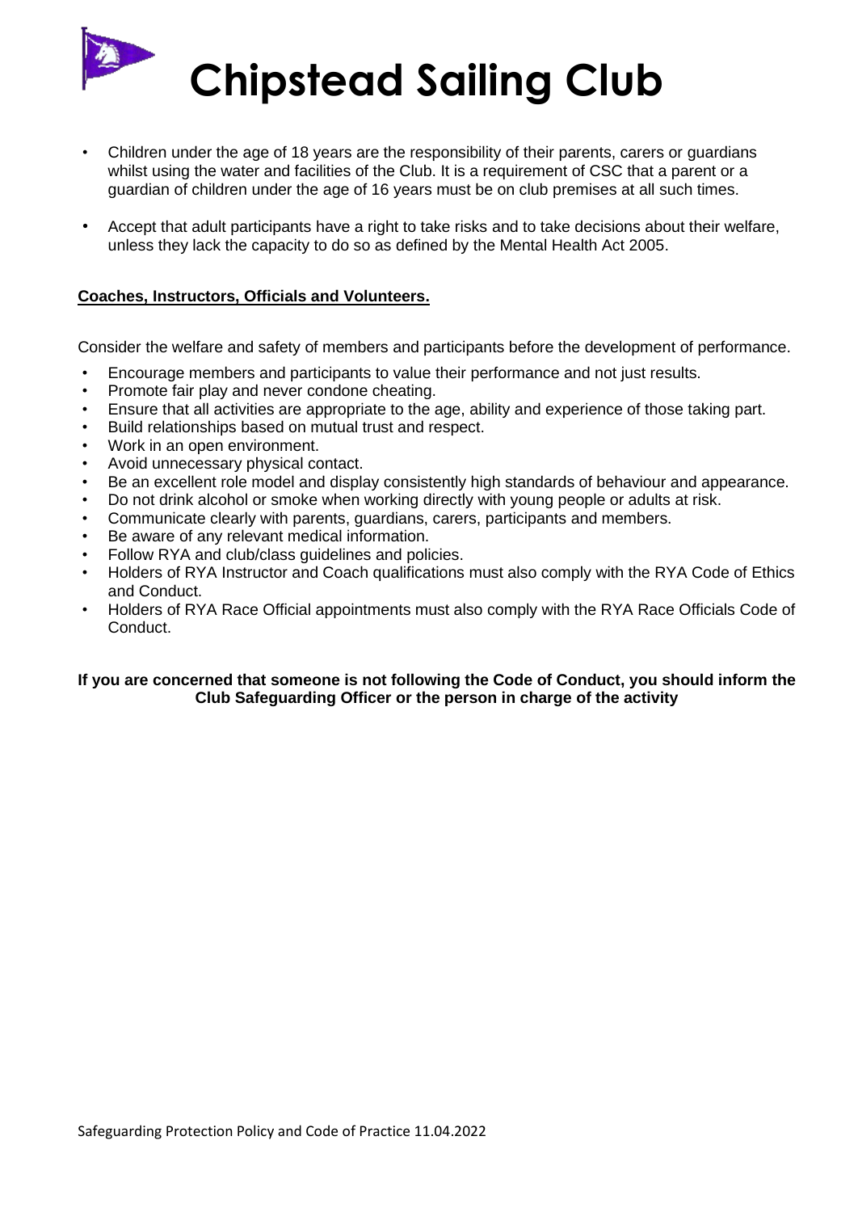# Chipstead Sailing Club

- Children under the age of 18 years are the responsibility of their parents, carers or guardians whilst using the water and facilities of the Club. It is a requirement of CSC that a parent or a guardian of children under the age of 16 years must be on club premises at all such times.
- Accept that adult participants have a right to take risks and to take decisions about their welfare, unless they lack the capacity to do so as defined by the Mental Health Act 2005.

**Coaches, Instructors, Officials and Volunteers.**

Consider the welfare and safety of members and participants before the development of performance.

- Encourage members and participants to value their performance and not just results.
- Promote fair play and never condone cheating.
- Ensure that all activities are appropriate to the age, ability and experience of those taking part.
- Build relationships based on mutual trust and respect.
- Work in an open environment.
- Avoid unnecessary physical contact.
- Be an excellent role model and display consistently high standards of behaviour and appearance.
- Do not drink alcohol or smoke when working directly with young people or adults at risk.
- Communicate clearly with parents, guardians, carers, participants and members.
- Be aware of any relevant medical information.
- Follow RYA and club/class guidelines and policies.
- Holders of RYA Instructor and Coach qualifications must also comply with the RYA Code of Ethics and Conduct.
- Holders of RYA Race Official appointments must also comply with the RYA Race Officials Code of Conduct.

**If you are concerned that someone is not following the Code of Conduct, you should inform the Club Safeguarding Officer or the person in charge of the activity**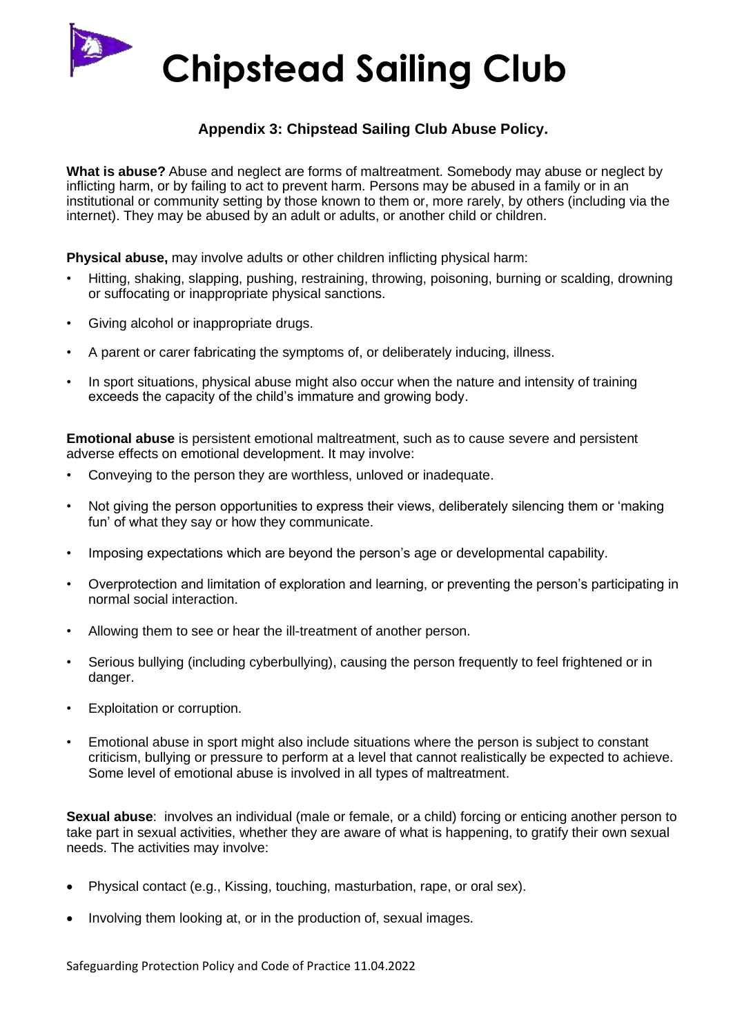# Chipstead Sailing Club

### Appendix 3: Chipstead Sailing Club Abuse Policy.

**What is abuse?** Abuse and neglect are forms of maltreatment. Somebody may abuse or neglect by inflicting harm, or by failing to act to prevent harm. Persons may be abused in a family or in an institutional or community setting by those known to them or, more rarely, by others (including via the internet). They may be abused by an adult or adults, or another child or children.

**Physical abuse,** may involve adults or other children inflicting physical harm:

- Hitting, shaking, slapping, pushing, restraining, throwing, poisoning, burning or scalding, drowning or suffocating or inappropriate physical sanctions.
- Giving alcohol or inappropriate drugs.
- A parent or carer fabricating the symptoms of, or deliberately inducing, illness.
- In sport situations, physical abuse might also occur when the nature and intensity of training exceeds the capacity of the child's immature and growing body.

**Emotional abuse** is persistent emotional maltreatment, such as to cause severe and persistent adverse effects on emotional development. It may involve:

- Conveying to the person they are worthless, unloved or inadequate.
- Not giving the person opportunities to express their views, deliberately silencing them or 'making fun' of what they say or how they communicate.
- Imposing expectations which are beyond the person's age or developmental capability.
- Overprotection and limitation of exploration and learning, or preventing the person's participating in normal social interaction.
- Allowing them to see or hear the ill-treatment of another person.
- Serious bullying (including cyberbullying), causing the person frequently to feel frightened or in danger.
- Exploitation or corruption.
- Emotional abuse in sport might also include situations where the person is subject to constant criticism, bullying or pressure to perform at a level that cannot realistically be expected to achieve. Some level of emotional abuse is involved in all types of maltreatment.

**Sexual abuse**: involves an individual (male or female, or a child) forcing or enticing another person to take part in sexual activities, whether they are aware of what is happening, to gratify their own sexual needs. The activities may involve:

- Physical contact (e.g., Kissing, touching, masturbation, rape, or oral sex).
- Involving them looking at, or in the production of, sexual images.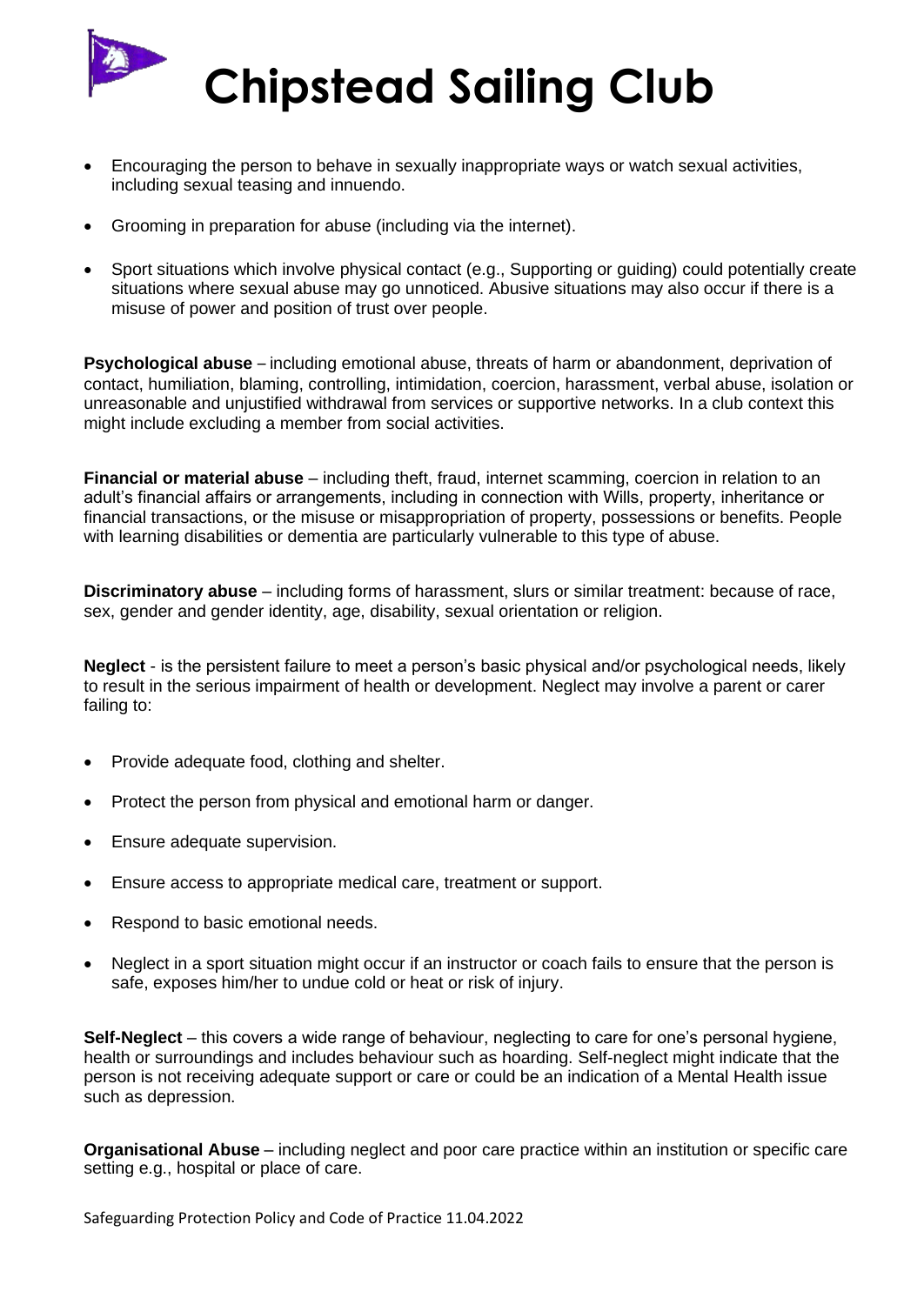- Encouraging the person to behave in sexually inappropriate ways or watch sexual activities, including sexual teasing and innuendo.
- Grooming in preparation for abuse (including via the internet).
- Sport situations which involve physical contact (e.g., Supporting or guiding) could potentially create situations where sexual abuse may go unnoticed. Abusive situations may also occur if there is a misuse of power and position of trust over people.

**Psychological abuse** – including emotional abuse, threats of harm or abandonment, deprivation of contact, humiliation, blaming, controlling, intimidation, coercion, harassment, verbal abuse, isolation or unreasonable and unjustified withdrawal from services or supportive networks. In a club context this might include excluding a member from social activities.

**Financial or material abuse** – including theft, fraud, internet scamming, coercion in relation to an adult's financial affairs or arrangements, including in connection with Wills, property, inheritance or financial transactions, or the misuse or misappropriation of property, possessions or benefits. People with learning disabilities or dementia are particularly vulnerable to this type of abuse.

**Discriminatory abuse** – including forms of harassment, slurs or similar treatment: because of race, sex, gender and gender identity, age, disability, sexual orientation or religion.

**Neglect** - is the persistent failure to meet a person's basic physical and/or psychological needs, likely to result in the serious impairment of health or development. Neglect may involve a parent or carer failing to:

- Provide adequate food, clothing and shelter.
- Protect the person from physical and emotional harm or danger.
- Ensure adequate supervision.
- Ensure access to appropriate medical care, treatment or support.
- Respond to basic emotional needs.
- Neglect in a sport situation might occur if an instructor or coach fails to ensure that the person is safe, exposes him/her to undue cold or heat or risk of injury.

**Self-Neglect** – this covers a wide range of behaviour, neglecting to care for one's personal hygiene, health or surroundings and includes behaviour such as hoarding. Self-neglect might indicate that the person is not receiving adequate support or care or could be an indication of a Mental Health issue such as depression.

**Organisational Abuse** – including neglect and poor care practice within an institution or specific care setting e.g., hospital or place of care.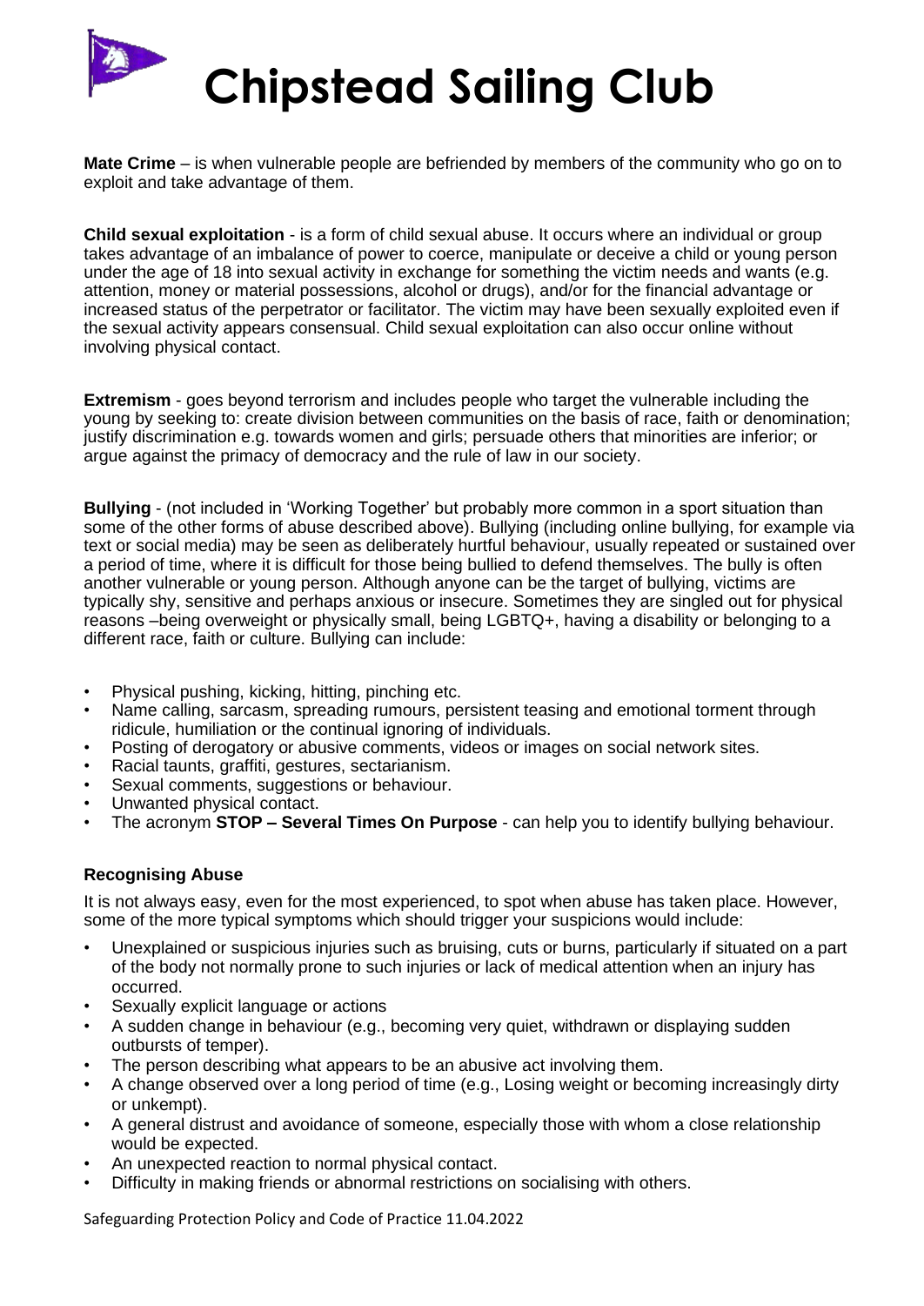**Mate Crime** – is when vulnerable people are befriended by members of the community who go on to exploit and take advantage of them.

**Child sexual exploitation** - is a form of child sexual abuse. It occurs where an individual or group takes advantage of an imbalance of power to coerce, manipulate or deceive a child or young person under the age of 18 into sexual activity in exchange for something the victim needs and wants (e.g. attention, money or material possessions, alcohol or drugs), and/or for the financial advantage or increased status of the perpetrator or facilitator. The victim may have been sexually exploited even if the sexual activity appears consensual. Child sexual exploitation can also occur online without involving physical contact.

**Extremism** - goes beyond terrorism and includes people who target the vulnerable including the young by seeking to: create division between communities on the basis of race, faith or denomination; justify discrimination e.g. towards women and girls; persuade others that minorities are inferior; or argue against the primacy of democracy and the rule of law in our society.

**Bullying** - (not included in 'Working Together' but probably more common in a sport situation than some of the other forms of abuse described above). Bullying (including online bullying, for example via text or social media) may be seen as deliberately hurtful behaviour, usually repeated or sustained over a period of time, where it is difficult for those being bullied to defend themselves. The bully is often another vulnerable or young person. Although anyone can be the target of bullying, victims are typically shy, sensitive and perhaps anxious or insecure. Sometimes they are singled out for physical reasons –being overweight or physically small, being LGBTQ+, having a disability or belonging to a different race, faith or culture. Bullying can include:

- Physical pushing, kicking, hitting, pinching etc.
- Name calling, sarcasm, spreading rumours, persistent teasing and emotional torment through ridicule, humiliation or the continual ignoring of individuals.
- Posting of derogatory or abusive comments, videos or images on social network sites.
- Racial taunts, graffiti, gestures, sectarianism.
- Sexual comments, suggestions or behaviour.
- Unwanted physical contact.
- The acronym **STOP – Several Times On Purpose** - can help you to identify bullying behaviour.

### Recognising Abuse

It is not always easy, even for the most experienced, to spot when abuse has taken place. However, some of the more typical symptoms which should trigger your suspicions would include:

- Unexplained or suspicious injuries such as bruising, cuts or burns, particularly if situated on a part of the body not normally prone to such injuries or lack of medical attention when an injury has occurred.
- Sexually explicit language or actions
- A sudden change in behaviour (e.g., becoming very quiet, withdrawn or displaying sudden outbursts of temper).
- The person describing what appears to be an abusive act involving them.
- A change observed over a long period of time (e.g., Losing weight or becoming increasingly dirty or unkempt).
- A general distrust and avoidance of someone, especially those with whom a close relationship would be expected.
- An unexpected reaction to normal physical contact.
- Difficulty in making friends or abnormal restrictions on socialising with others.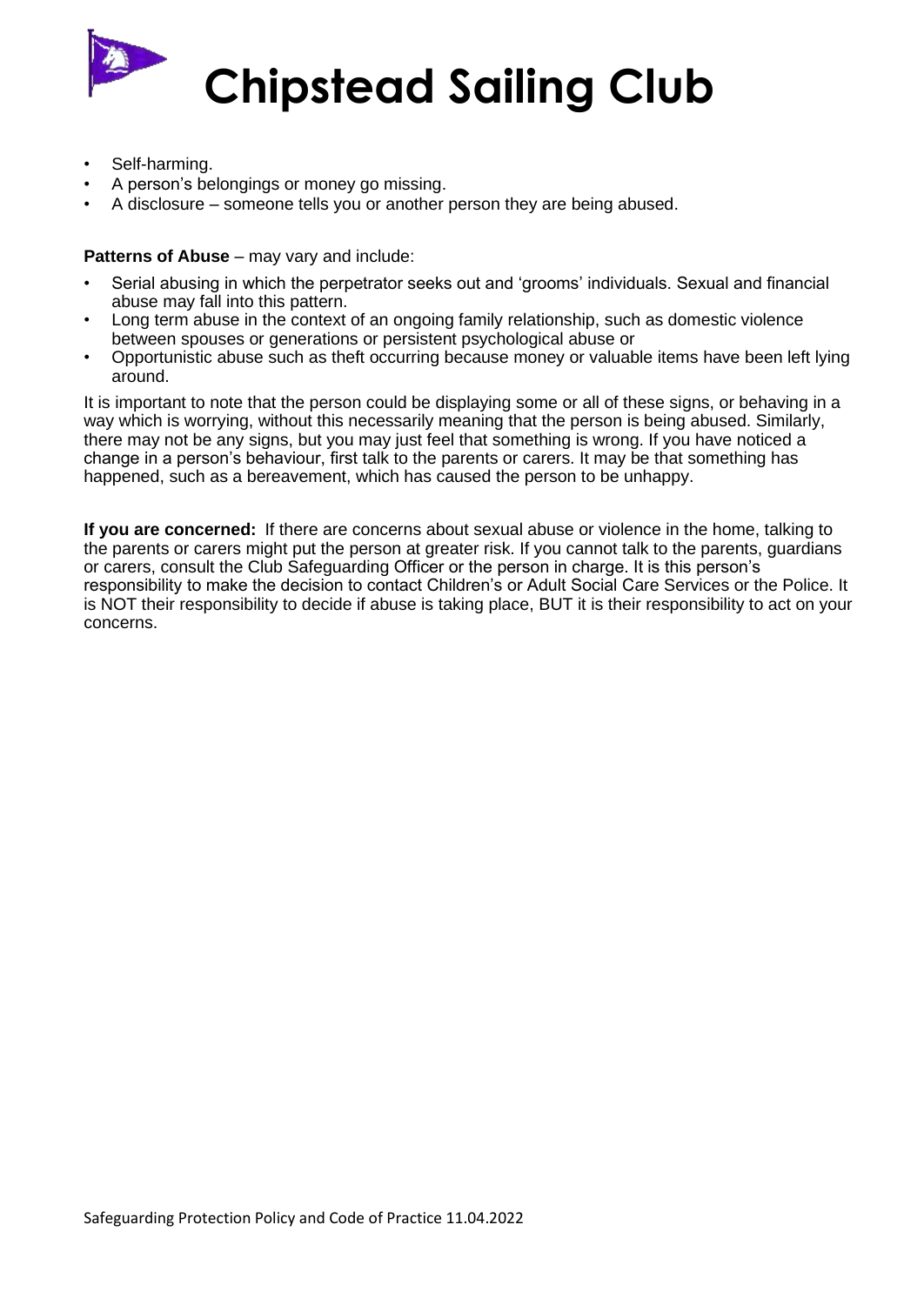- Self-harming.
- A person's belongings or money go missing.
- A disclosure – someone tells you or another person they are being abused.

**Patterns of Abuse** – may vary and include:

- Serial abusing in which the perpetrator seeks out and 'grooms' individuals. Sexual and financial abuse may fall into this pattern.
- Long term abuse in the context of an ongoing family relationship, such as domestic violence between spouses or generations or persistent psychological abuse or
- Opportunistic abuse such as theft occurring because money or valuable items have been left lying around.

It is important to note that the person could be displaying some or all of these signs, or behaving in a way which is worrying, without this necessarily meaning that the person is being abused. Similarly, there may not be any signs, but you may just feel that something is wrong. If you have noticed a change in a person's behaviour, first talk to the parents or carers. It may be that something has happened, such as a bereavement, which has caused the person to be unhappy.

**If you are concerned:** If there are concerns about sexual abuse or violence in the home, talking to the parents or carers might put the person at greater risk. If you cannot talk to the parents, guardians or carers, consult the Club Safeguarding Officer or the person in charge. It is this person's responsibility to make the decision to contact Children's or Adult Social Care Services or the Police. It is NOT their responsibility to decide if abuse is taking place, BUT it is their responsibility to act on your concerns.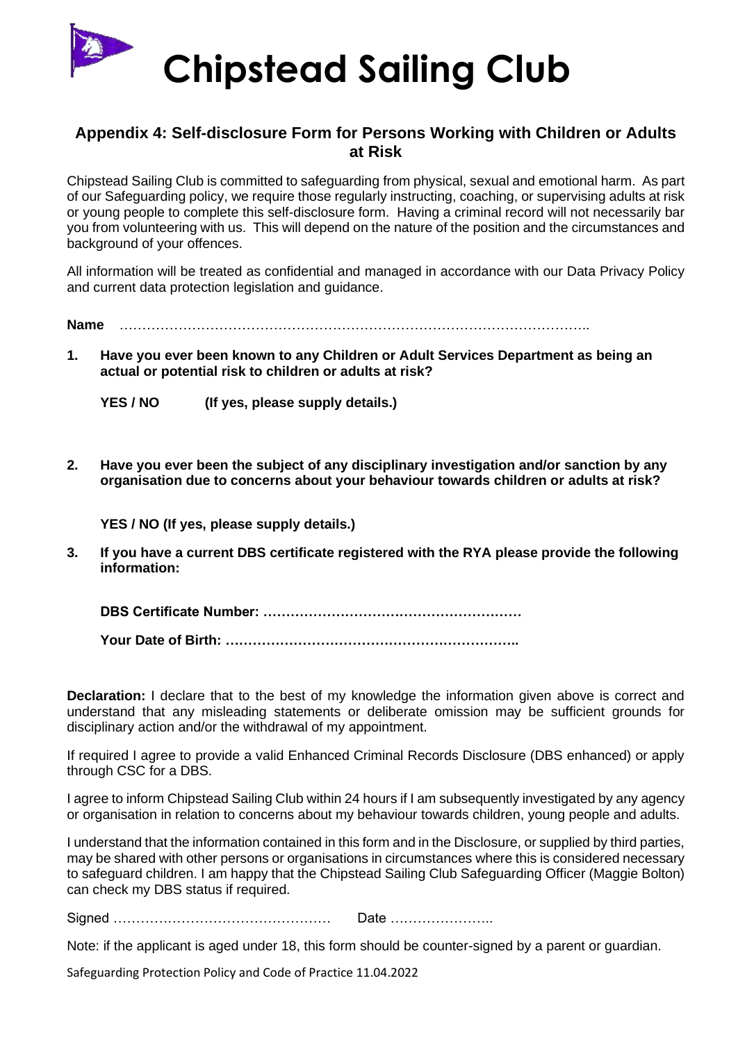# Chipstead Sailing Club

## Appendix 4: Self-disclosure Form for Persons Working with Children or Adults at Risk

Chipstead Sailing Club is committed to safeguarding from physical, sexual and emotional harm. As part of our Safeguarding policy, we require those regularly instructing, coaching, or supervising adults at risk or young people to complete this self-disclosure form. Having a criminal record will not necessarily bar you from volunteering with us. This will depend on the nature of the position and the circumstances and background of your offences.

All information will be treated as confidential and managed in accordance with our Data Privacy Policy and current data protection legislation and guidance.

**Name** …………………………………………………………………………………………..

1. **Have you ever been known to any Children or Adult Services Department as being an actual or potential risk to children or adults at risk?**

   **YES / NO (If yes, please supply details.)**

2. **Have you ever been the subject of any disciplinary investigation and/or sanction by any organisation due to concerns about your behaviour towards children or adults at risk?**

   **YES / NO (If yes, please supply details.)**

3. **If you have a current DBS certificate registered with the RYA please provide the following information:**

   **DBS Certificate Number: ………………………………………………**

   **Your Date of Birth: ……………………………………………………..**

**Declaration:** I declare that to the best of my knowledge the information given above is correct and understand that any misleading statements or deliberate omission may be sufficient grounds for disciplinary action and/or the withdrawal of my appointment.

If required I agree to provide a valid Enhanced Criminal Records Disclosure (DBS enhanced) or apply through CSC for a DBS.

I agree to inform Chipstead Sailing Club within 24 hours if I am subsequently investigated by any agency or organisation in relation to concerns about my behaviour towards children, young people and adults.

I understand that the information contained in this form and in the Disclosure, or supplied by third parties, may be shared with other persons or organisations in circumstances where this is considered necessary to safeguard children. I am happy that the Chipstead Sailing Club Safeguarding Officer (Maggie Bolton) can check my DBS status if required.

Signed …………………………………………  Date …………………..

Note: if the applicant is aged under 18, this form should be counter-signed by a parent or guardian.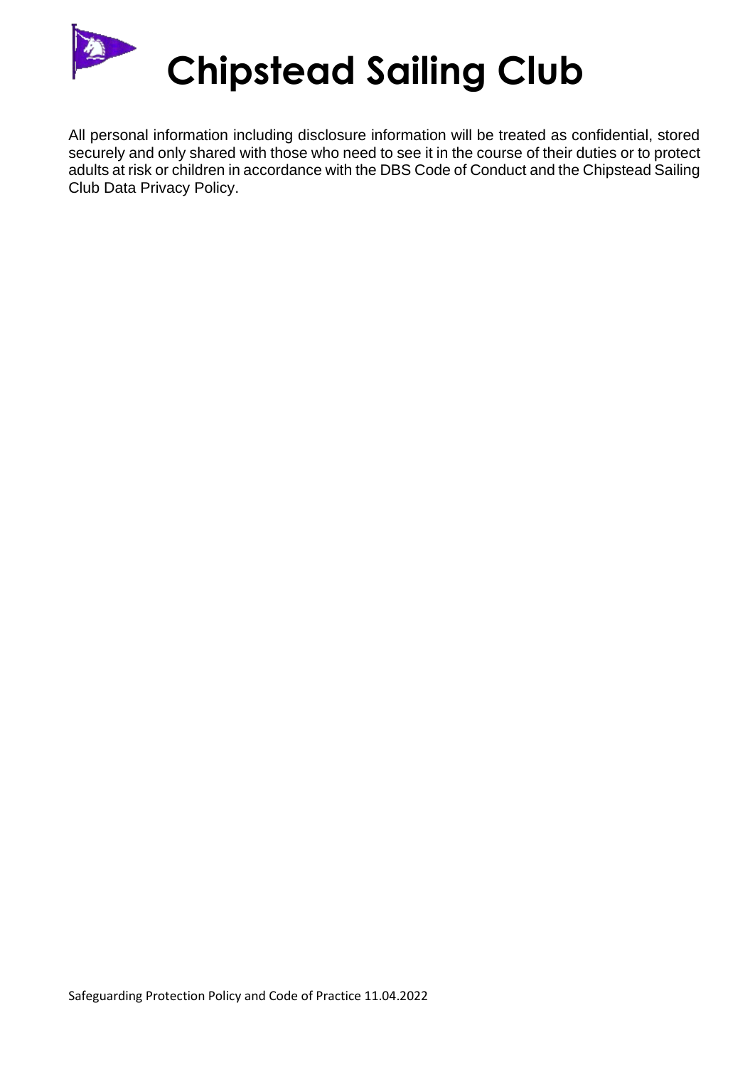All personal information including disclosure information will be treated as confidential, stored securely and only shared with those who need to see it in the course of their duties or to protect adults at risk or children in accordance with the DBS Code of Conduct and the Chipstead Sailing Club Data Privacy Policy.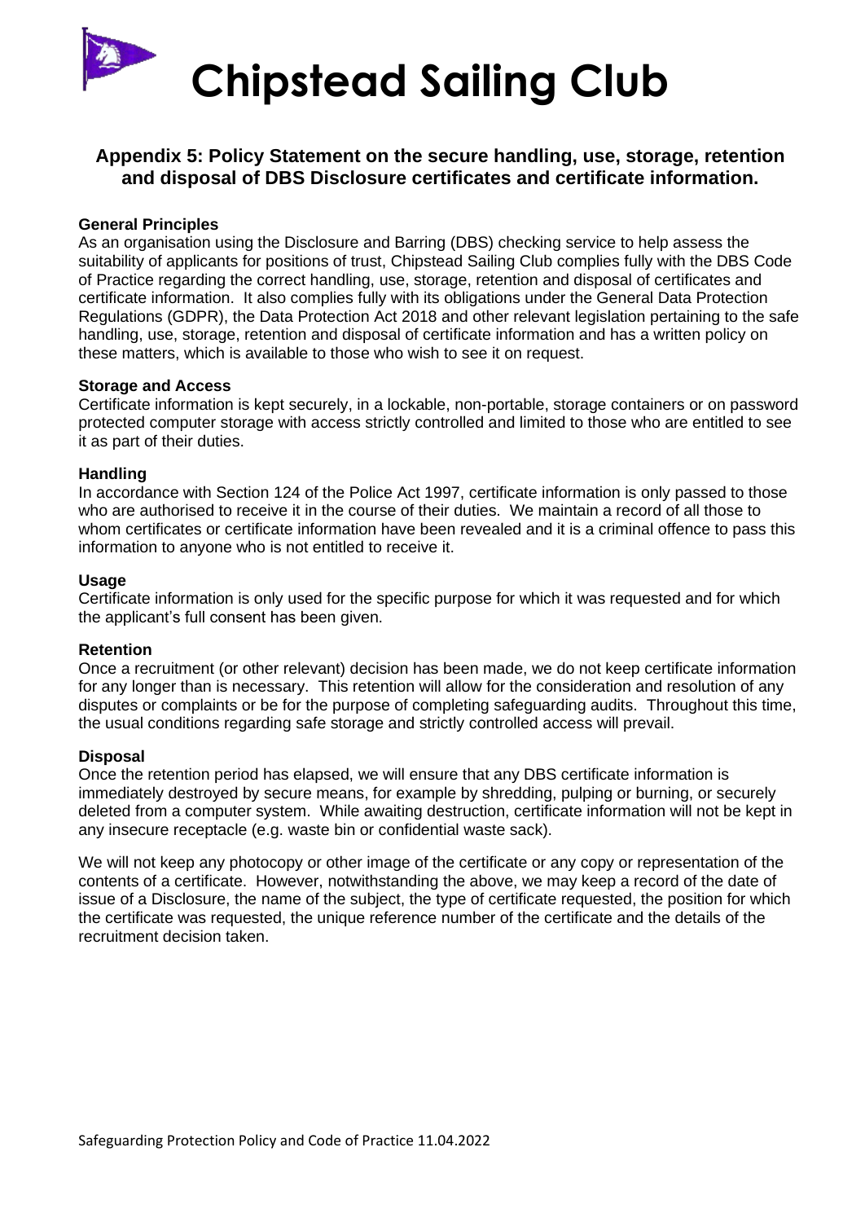# Chipstead Sailing Club

## Appendix 5: Policy Statement on the secure handling, use, storage, retention and disposal of DBS Disclosure certificates and certificate information.

**General Principles**

As an organisation using the Disclosure and Barring (DBS) checking service to help assess the suitability of applicants for positions of trust, Chipstead Sailing Club complies fully with the DBS Code of Practice regarding the correct handling, use, storage, retention and disposal of certificates and certificate information. It also complies fully with its obligations under the General Data Protection Regulations (GDPR), the Data Protection Act 2018 and other relevant legislation pertaining to the safe handling, use, storage, retention and disposal of certificate information and has a written policy on these matters, which is available to those who wish to see it on request.

**Storage and Access**

Certificate information is kept securely, in a lockable, non-portable, storage containers or on password protected computer storage with access strictly controlled and limited to those who are entitled to see it as part of their duties.

**Handling**

In accordance with Section 124 of the Police Act 1997, certificate information is only passed to those who are authorised to receive it in the course of their duties. We maintain a record of all those to whom certificates or certificate information have been revealed and it is a criminal offence to pass this information to anyone who is not entitled to receive it.

**Usage**

Certificate information is only used for the specific purpose for which it was requested and for which the applicant's full consent has been given.

**Retention**

Once a recruitment (or other relevant) decision has been made, we do not keep certificate information for any longer than is necessary. This retention will allow for the consideration and resolution of any disputes or complaints or be for the purpose of completing safeguarding audits. Throughout this time, the usual conditions regarding safe storage and strictly controlled access will prevail.

**Disposal**

Once the retention period has elapsed, we will ensure that any DBS certificate information is immediately destroyed by secure means, for example by shredding, pulping or burning, or securely deleted from a computer system. While awaiting destruction, certificate information will not be kept in any insecure receptacle (e.g. waste bin or confidential waste sack).

We will not keep any photocopy or other image of the certificate or any copy or representation of the contents of a certificate. However, notwithstanding the above, we may keep a record of the date of issue of a Disclosure, the name of the subject, the type of certificate requested, the position for which the certificate was requested, the unique reference number of the certificate and the details of the recruitment decision taken.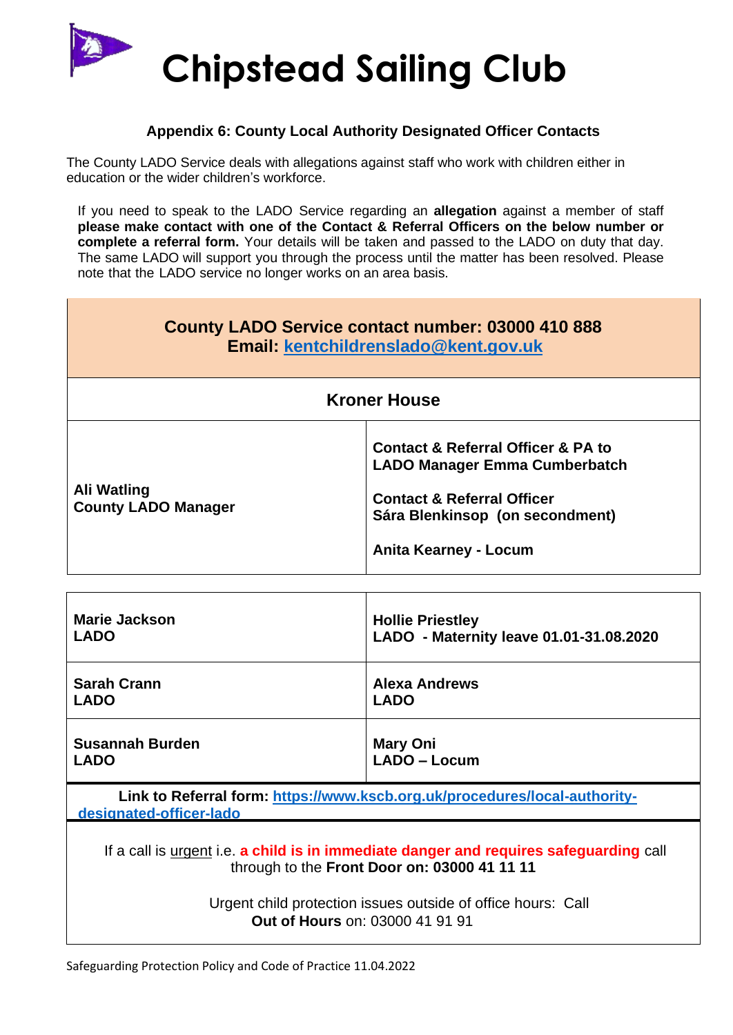# Chipstead Sailing Club

## Appendix 6: County Local Authority Designated Officer Contacts

The County LADO Service deals with allegations against staff who work with children either in education or the wider children's workforce.

If you need to speak to the LADO Service regarding an **allegation** against a member of staff **please make contact with one of the Contact & Referral Officers on the below number or complete a referral form.** Your details will be taken and passed to the LADO on duty that day. The same LADO will support you through the process until the matter has been resolved. Please note that the LADO service no longer works on an area basis.

**County LADO Service contact number: 03000 410 888**
**Email: kentchildrenslado@kent.gov.uk**

**Kroner House**

| | |
|---|---|
| **Ali Watling**<br>**County LADO Manager** | **Contact & Referral Officer & PA to LADO Manager Emma Cumberbatch**<br><br>**Contact & Referral Officer**<br>**Sára Blenkinsop (on secondment)**<br><br>**Anita Kearney - Locum** |

| | |
|---|---|
| **Marie Jackson**<br>**LADO** | **Hollie Priestley**<br>**LADO - Maternity leave 01.01-31.08.2020** |
| **Sarah Crann**<br>**LADO** | **Alexa Andrews**<br>**LADO** |
| **Susannah Burden**<br>**LADO** | **Mary Oni**<br>**LADO – Locum** |

**Link to Referral form: https://www.kscb.org.uk/procedures/local-authority-designated-officer-lado**

If a call is urgent i.e. **a child is in immediate danger and requires safeguarding** call through to the **Front Door on: 03000 41 11 11**

Urgent child protection issues outside of office hours: Call **Out of Hours** on: 03000 41 91 91

Safeguarding Protection Policy and Code of Practice 11.04.2022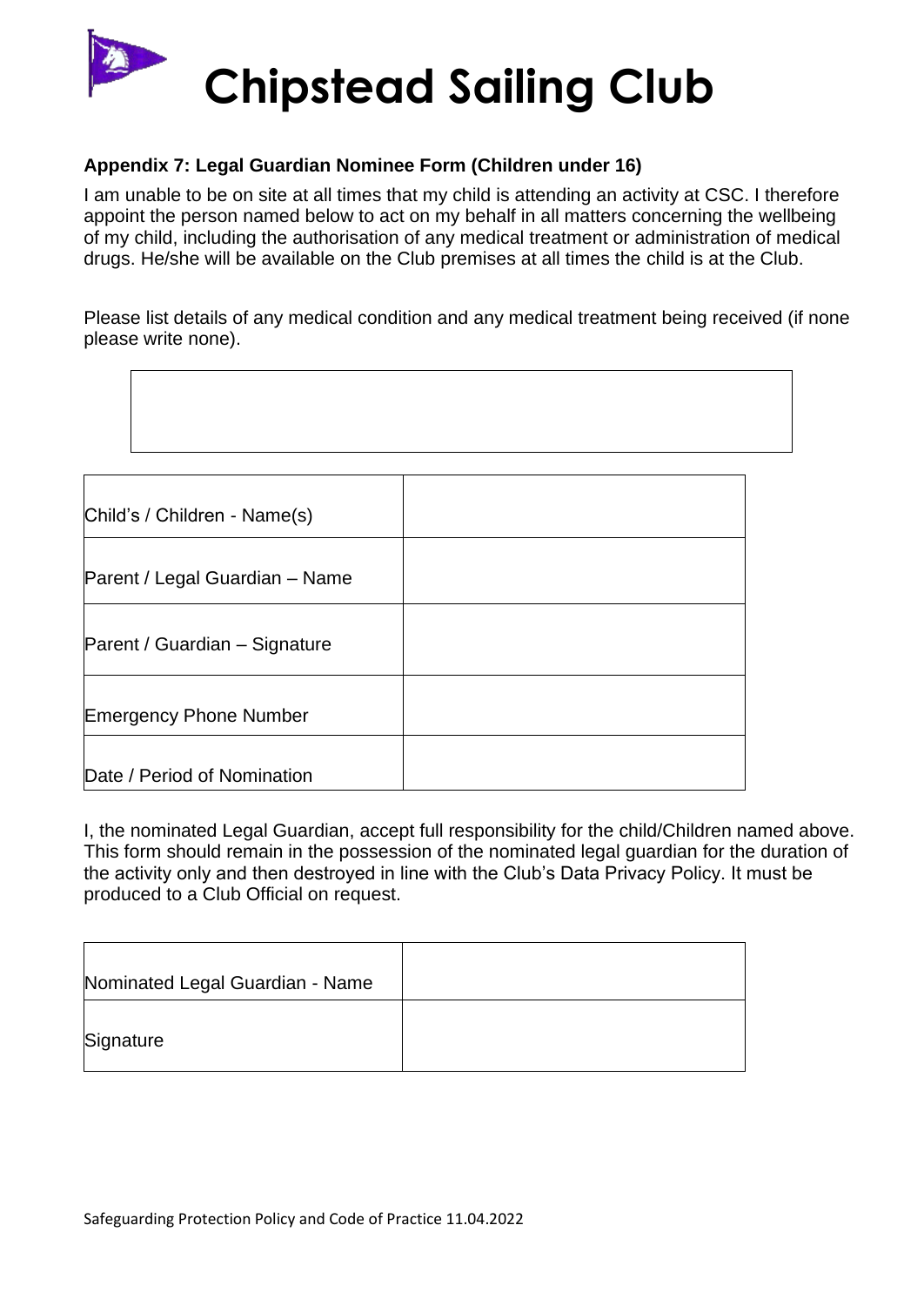# Chipstead Sailing Club

### Appendix 7: Legal Guardian Nominee Form (Children under 16)

I am unable to be on site at all times that my child is attending an activity at CSC. I therefore appoint the person named below to act on my behalf in all matters concerning the wellbeing of my child, including the authorisation of any medical treatment or administration of medical drugs. He/she will be available on the Club premises at all times the child is at the Club.

Please list details of any medical condition and any medical treatment being received (if none please write none).

| |
|---|
| |

| | |
|---|---|
| Child's / Children - Name(s) | |
| Parent / Legal Guardian – Name | |
| Parent / Guardian – Signature | |
| Emergency Phone Number | |
| Date / Period of Nomination | |

I, the nominated Legal Guardian, accept full responsibility for the child/Children named above. This form should remain in the possession of the nominated legal guardian for the duration of the activity only and then destroyed in line with the Club's Data Privacy Policy. It must be produced to a Club Official on request.

| | |
|---|---|
| Nominated Legal Guardian - Name | |
| Signature | |